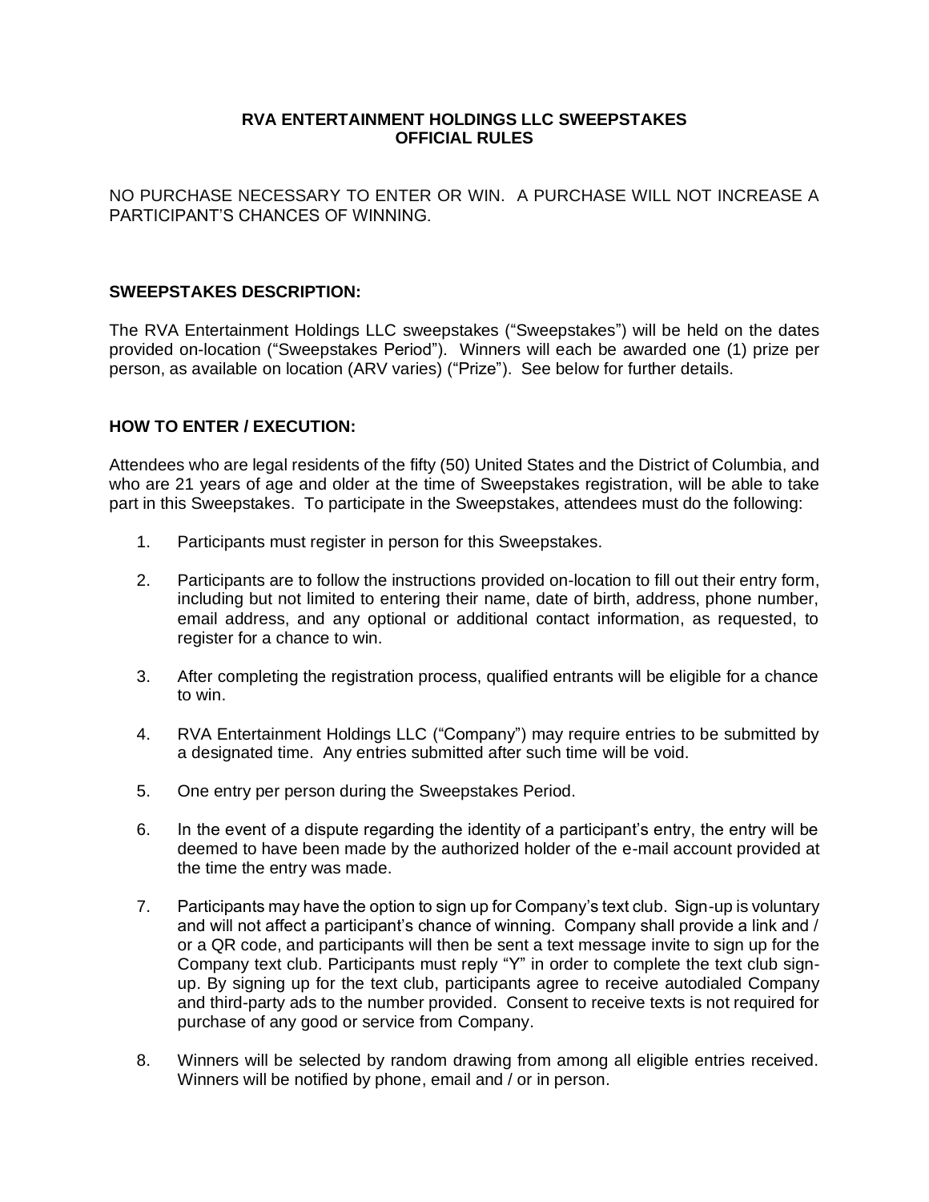# RVA ENTERTAINMENT HOLDINGS LLC SWEEPSTAKES
# OFFICIAL RULES

NO PURCHASE NECESSARY TO ENTER OR WIN. A PURCHASE WILL NOT INCREASE A PARTICIPANT'S CHANCES OF WINNING.

## SWEEPSTAKES DESCRIPTION:

The RVA Entertainment Holdings LLC sweepstakes ("Sweepstakes") will be held on the dates provided on-location ("Sweepstakes Period"). Winners will each be awarded one (1) prize per person, as available on location (ARV varies) ("Prize"). See below for further details.

## HOW TO ENTER / EXECUTION:

Attendees who are legal residents of the fifty (50) United States and the District of Columbia, and who are 21 years of age and older at the time of Sweepstakes registration, will be able to take part in this Sweepstakes. To participate in the Sweepstakes, attendees must do the following:

1. Participants must register in person for this Sweepstakes.

2. Participants are to follow the instructions provided on-location to fill out their entry form, including but not limited to entering their name, date of birth, address, phone number, email address, and any optional or additional contact information, as requested, to register for a chance to win.

3. After completing the registration process, qualified entrants will be eligible for a chance to win.

4. RVA Entertainment Holdings LLC ("Company") may require entries to be submitted by a designated time. Any entries submitted after such time will be void.

5. One entry per person during the Sweepstakes Period.

6. In the event of a dispute regarding the identity of a participant's entry, the entry will be deemed to have been made by the authorized holder of the e-mail account provided at the time the entry was made.

7. Participants may have the option to sign up for Company's text club. Sign-up is voluntary and will not affect a participant's chance of winning. Company shall provide a link and / or a QR code, and participants will then be sent a text message invite to sign up for the Company text club. Participants must reply "Y" in order to complete the text club sign-up. By signing up for the text club, participants agree to receive autodialed Company and third-party ads to the number provided. Consent to receive texts is not required for purchase of any good or service from Company.

8. Winners will be selected by random drawing from among all eligible entries received. Winners will be notified by phone, email and / or in person.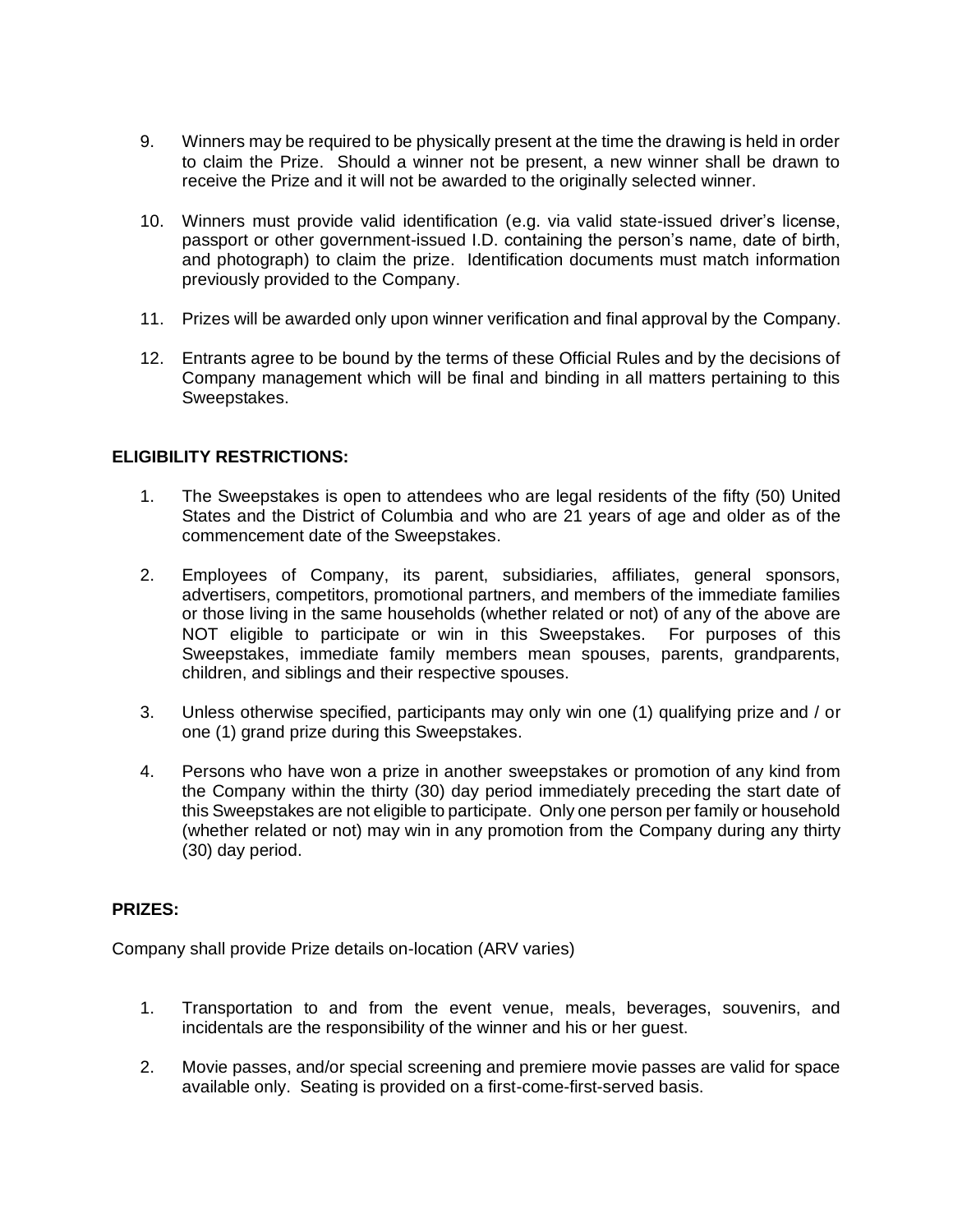9. Winners may be required to be physically present at the time the drawing is held in order to claim the Prize. Should a winner not be present, a new winner shall be drawn to receive the Prize and it will not be awarded to the originally selected winner.

10. Winners must provide valid identification (e.g. via valid state-issued driver's license, passport or other government-issued I.D. containing the person's name, date of birth, and photograph) to claim the prize. Identification documents must match information previously provided to the Company.

11. Prizes will be awarded only upon winner verification and final approval by the Company.

12. Entrants agree to be bound by the terms of these Official Rules and by the decisions of Company management which will be final and binding in all matters pertaining to this Sweepstakes.

**ELIGIBILITY RESTRICTIONS:**

1. The Sweepstakes is open to attendees who are legal residents of the fifty (50) United States and the District of Columbia and who are 21 years of age and older as of the commencement date of the Sweepstakes.

2. Employees of Company, its parent, subsidiaries, affiliates, general sponsors, advertisers, competitors, promotional partners, and members of the immediate families or those living in the same households (whether related or not) of any of the above are NOT eligible to participate or win in this Sweepstakes. For purposes of this Sweepstakes, immediate family members mean spouses, parents, grandparents, children, and siblings and their respective spouses.

3. Unless otherwise specified, participants may only win one (1) qualifying prize and / or one (1) grand prize during this Sweepstakes.

4. Persons who have won a prize in another sweepstakes or promotion of any kind from the Company within the thirty (30) day period immediately preceding the start date of this Sweepstakes are not eligible to participate. Only one person per family or household (whether related or not) may win in any promotion from the Company during any thirty (30) day period.

**PRIZES:**

Company shall provide Prize details on-location (ARV varies)

1. Transportation to and from the event venue, meals, beverages, souvenirs, and incidentals are the responsibility of the winner and his or her guest.

2. Movie passes, and/or special screening and premiere movie passes are valid for space available only. Seating is provided on a first-come-first-served basis.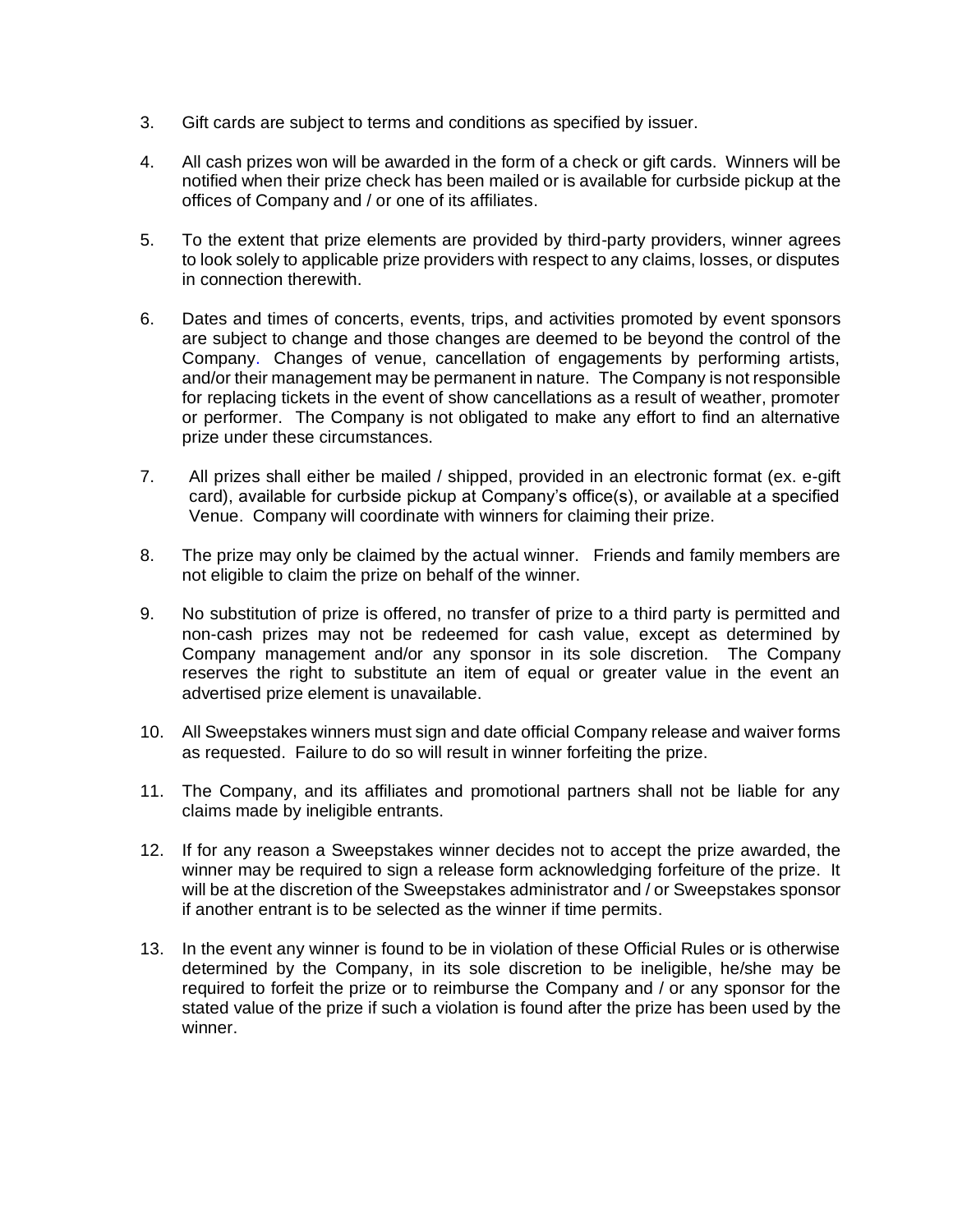3. Gift cards are subject to terms and conditions as specified by issuer.

4. All cash prizes won will be awarded in the form of a check or gift cards. Winners will be notified when their prize check has been mailed or is available for curbside pickup at the offices of Company and / or one of its affiliates.

5. To the extent that prize elements are provided by third-party providers, winner agrees to look solely to applicable prize providers with respect to any claims, losses, or disputes in connection therewith.

6. Dates and times of concerts, events, trips, and activities promoted by event sponsors are subject to change and those changes are deemed to be beyond the control of the Company. Changes of venue, cancellation of engagements by performing artists, and/or their management may be permanent in nature. The Company is not responsible for replacing tickets in the event of show cancellations as a result of weather, promoter or performer. The Company is not obligated to make any effort to find an alternative prize under these circumstances.

7. All prizes shall either be mailed / shipped, provided in an electronic format (ex. e-gift card), available for curbside pickup at Company's office(s), or available at a specified Venue. Company will coordinate with winners for claiming their prize.

8. The prize may only be claimed by the actual winner. Friends and family members are not eligible to claim the prize on behalf of the winner.

9. No substitution of prize is offered, no transfer of prize to a third party is permitted and non-cash prizes may not be redeemed for cash value, except as determined by Company management and/or any sponsor in its sole discretion. The Company reserves the right to substitute an item of equal or greater value in the event an advertised prize element is unavailable.

10. All Sweepstakes winners must sign and date official Company release and waiver forms as requested. Failure to do so will result in winner forfeiting the prize.

11. The Company, and its affiliates and promotional partners shall not be liable for any claims made by ineligible entrants.

12. If for any reason a Sweepstakes winner decides not to accept the prize awarded, the winner may be required to sign a release form acknowledging forfeiture of the prize. It will be at the discretion of the Sweepstakes administrator and / or Sweepstakes sponsor if another entrant is to be selected as the winner if time permits.

13. In the event any winner is found to be in violation of these Official Rules or is otherwise determined by the Company, in its sole discretion to be ineligible, he/she may be required to forfeit the prize or to reimburse the Company and / or any sponsor for the stated value of the prize if such a violation is found after the prize has been used by the winner.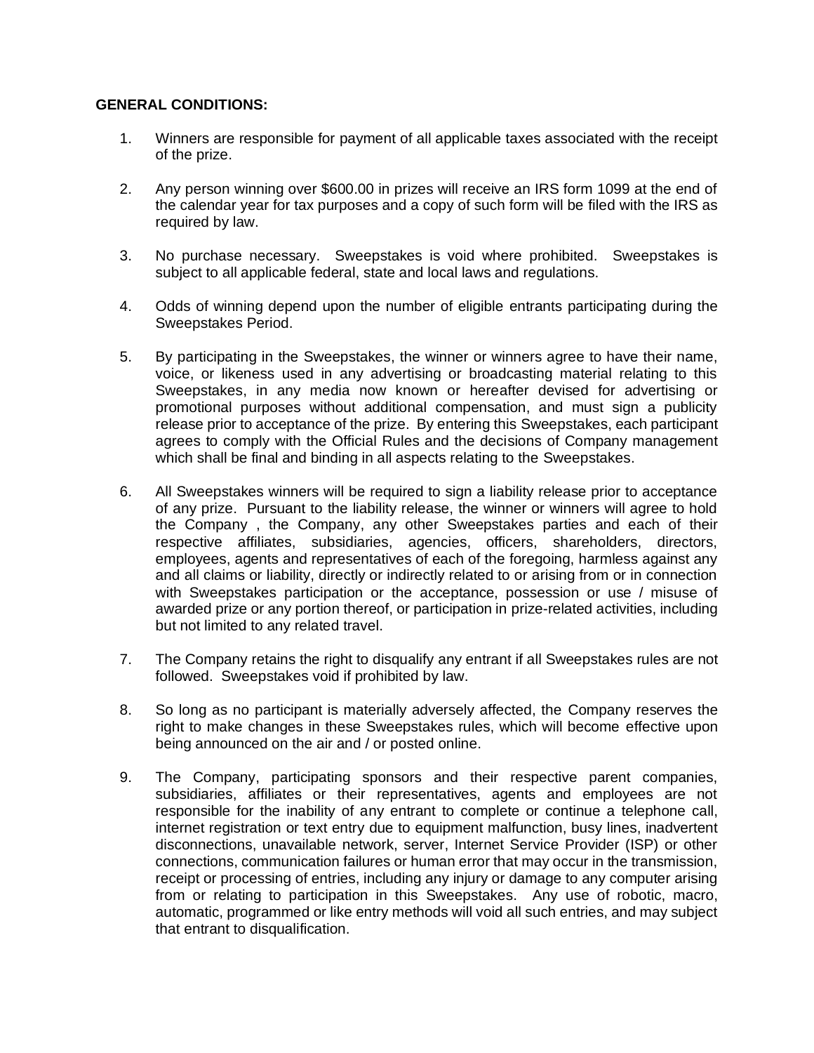**GENERAL CONDITIONS:**

1. Winners are responsible for payment of all applicable taxes associated with the receipt of the prize.

2. Any person winning over $600.00 in prizes will receive an IRS form 1099 at the end of the calendar year for tax purposes and a copy of such form will be filed with the IRS as required by law.

3. No purchase necessary. Sweepstakes is void where prohibited. Sweepstakes is subject to all applicable federal, state and local laws and regulations.

4. Odds of winning depend upon the number of eligible entrants participating during the Sweepstakes Period.

5. By participating in the Sweepstakes, the winner or winners agree to have their name, voice, or likeness used in any advertising or broadcasting material relating to this Sweepstakes, in any media now known or hereafter devised for advertising or promotional purposes without additional compensation, and must sign a publicity release prior to acceptance of the prize. By entering this Sweepstakes, each participant agrees to comply with the Official Rules and the decisions of Company management which shall be final and binding in all aspects relating to the Sweepstakes.

6. All Sweepstakes winners will be required to sign a liability release prior to acceptance of any prize. Pursuant to the liability release, the winner or winners will agree to hold the Company , the Company, any other Sweepstakes parties and each of their respective affiliates, subsidiaries, agencies, officers, shareholders, directors, employees, agents and representatives of each of the foregoing, harmless against any and all claims or liability, directly or indirectly related to or arising from or in connection with Sweepstakes participation or the acceptance, possession or use / misuse of awarded prize or any portion thereof, or participation in prize-related activities, including but not limited to any related travel.

7. The Company retains the right to disqualify any entrant if all Sweepstakes rules are not followed. Sweepstakes void if prohibited by law.

8. So long as no participant is materially adversely affected, the Company reserves the right to make changes in these Sweepstakes rules, which will become effective upon being announced on the air and / or posted online.

9. The Company, participating sponsors and their respective parent companies, subsidiaries, affiliates or their representatives, agents and employees are not responsible for the inability of any entrant to complete or continue a telephone call, internet registration or text entry due to equipment malfunction, busy lines, inadvertent disconnections, unavailable network, server, Internet Service Provider (ISP) or other connections, communication failures or human error that may occur in the transmission, receipt or processing of entries, including any injury or damage to any computer arising from or relating to participation in this Sweepstakes. Any use of robotic, macro, automatic, programmed or like entry methods will void all such entries, and may subject that entrant to disqualification.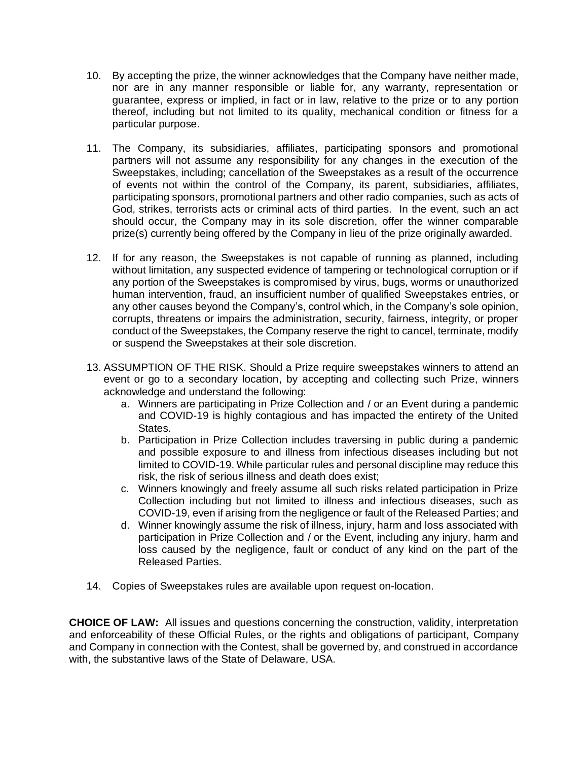10. By accepting the prize, the winner acknowledges that the Company have neither made, nor are in any manner responsible or liable for, any warranty, representation or guarantee, express or implied, in fact or in law, relative to the prize or to any portion thereof, including but not limited to its quality, mechanical condition or fitness for a particular purpose.

11. The Company, its subsidiaries, affiliates, participating sponsors and promotional partners will not assume any responsibility for any changes in the execution of the Sweepstakes, including; cancellation of the Sweepstakes as a result of the occurrence of events not within the control of the Company, its parent, subsidiaries, affiliates, participating sponsors, promotional partners and other radio companies, such as acts of God, strikes, terrorists acts or criminal acts of third parties. In the event, such an act should occur, the Company may in its sole discretion, offer the winner comparable prize(s) currently being offered by the Company in lieu of the prize originally awarded.

12. If for any reason, the Sweepstakes is not capable of running as planned, including without limitation, any suspected evidence of tampering or technological corruption or if any portion of the Sweepstakes is compromised by virus, bugs, worms or unauthorized human intervention, fraud, an insufficient number of qualified Sweepstakes entries, or any other causes beyond the Company's, control which, in the Company's sole opinion, corrupts, threatens or impairs the administration, security, fairness, integrity, or proper conduct of the Sweepstakes, the Company reserve the right to cancel, terminate, modify or suspend the Sweepstakes at their sole discretion.

13. ASSUMPTION OF THE RISK. Should a Prize require sweepstakes winners to attend an event or go to a secondary location, by accepting and collecting such Prize, winners acknowledge and understand the following:
    a. Winners are participating in Prize Collection and / or an Event during a pandemic and COVID-19 is highly contagious and has impacted the entirety of the United States.
    b. Participation in Prize Collection includes traversing in public during a pandemic and possible exposure to and illness from infectious diseases including but not limited to COVID-19. While particular rules and personal discipline may reduce this risk, the risk of serious illness and death does exist;
    c. Winners knowingly and freely assume all such risks related participation in Prize Collection including but not limited to illness and infectious diseases, such as COVID-19, even if arising from the negligence or fault of the Released Parties; and
    d. Winner knowingly assume the risk of illness, injury, harm and loss associated with participation in Prize Collection and / or the Event, including any injury, harm and loss caused by the negligence, fault or conduct of any kind on the part of the Released Parties.

14. Copies of Sweepstakes rules are available upon request on-location.

**CHOICE OF LAW:** All issues and questions concerning the construction, validity, interpretation and enforceability of these Official Rules, or the rights and obligations of participant, Company and Company in connection with the Contest, shall be governed by, and construed in accordance with, the substantive laws of the State of Delaware, USA.